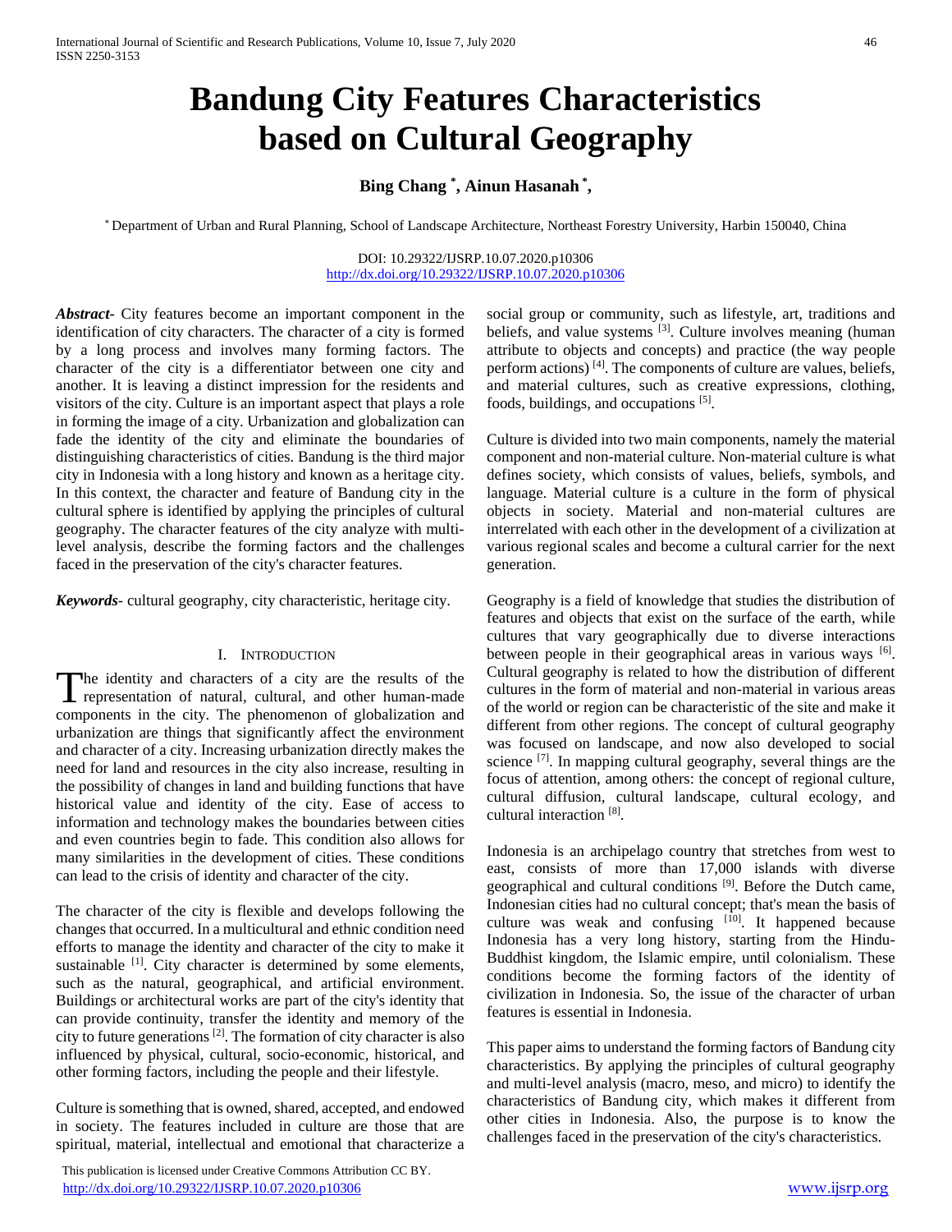# Bandung City Features Characteristics based on Cultural Geography

**Bing Chang [*], Ainun Hasanah [*],**

[*] Department of Urban and Rural Planning, School of Landscape Architecture, Northeast Forestry University, Harbin 150040, China

DOI: 10.29322/IJSRP.10.07.2020.p10306
http://dx.doi.org/10.29322/IJSRP.10.07.2020.p10306

***Abstract***- City features become an important component in the identification of city characters. The character of a city is formed by a long process and involves many forming factors. The character of the city is a differentiator between one city and another. It is leaving a distinct impression for the residents and visitors of the city. Culture is an important aspect that plays a role in forming the image of a city. Urbanization and globalization can fade the identity of the city and eliminate the boundaries of distinguishing characteristics of cities. Bandung is the third major city in Indonesia with a long history and known as a heritage city. In this context, the character and feature of Bandung city in the cultural sphere is identified by applying the principles of cultural geography. The character features of the city analyze with multi-level analysis, describe the forming factors and the challenges faced in the preservation of the city's character features.

***Keywords***- cultural geography, city characteristic, heritage city.

## I. Introduction

The identity and characters of a city are the results of the representation of natural, cultural, and other human-made components in the city. The phenomenon of globalization and urbanization are things that significantly affect the environment and character of a city. Increasing urbanization directly makes the need for land and resources in the city also increase, resulting in the possibility of changes in land and building functions that have historical value and identity of the city. Ease of access to information and technology makes the boundaries between cities and even countries begin to fade. This condition also allows for many similarities in the development of cities. These conditions can lead to the crisis of identity and character of the city.

The character of the city is flexible and develops following the changes that occurred. In a multicultural and ethnic condition need efforts to manage the identity and character of the city to make it sustainable [1]. City character is determined by some elements, such as the natural, geographical, and artificial environment. Buildings or architectural works are part of the city's identity that can provide continuity, transfer the identity and memory of the city to future generations [2]. The formation of city character is also influenced by physical, cultural, socio-economic, historical, and other forming factors, including the people and their lifestyle.

Culture is something that is owned, shared, accepted, and endowed in society. The features included in culture are those that are spiritual, material, intellectual and emotional that characterize a social group or community, such as lifestyle, art, traditions and beliefs, and value systems [3]. Culture involves meaning (human attribute to objects and concepts) and practice (the way people perform actions) [4]. The components of culture are values, beliefs, and material cultures, such as creative expressions, clothing, foods, buildings, and occupations [5].

Culture is divided into two main components, namely the material component and non-material culture. Non-material culture is what defines society, which consists of values, beliefs, symbols, and language. Material culture is a culture in the form of physical objects in society. Material and non-material cultures are interrelated with each other in the development of a civilization at various regional scales and become a cultural carrier for the next generation.

Geography is a field of knowledge that studies the distribution of features and objects that exist on the surface of the earth, while cultures that vary geographically due to diverse interactions between people in their geographical areas in various ways [6]. Cultural geography is related to how the distribution of different cultures in the form of material and non-material in various areas of the world or region can be characteristic of the site and make it different from other regions. The concept of cultural geography was focused on landscape, and now also developed to social science [7]. In mapping cultural geography, several things are the focus of attention, among others: the concept of regional culture, cultural diffusion, cultural landscape, cultural ecology, and cultural interaction [8].

Indonesia is an archipelago country that stretches from west to east, consists of more than 17,000 islands with diverse geographical and cultural conditions [9]. Before the Dutch came, Indonesian cities had no cultural concept; that's mean the basis of culture was weak and confusing [10]. It happened because Indonesia has a very long history, starting from the Hindu-Buddhist kingdom, the Islamic empire, until colonialism. These conditions become the forming factors of the identity of civilization in Indonesia. So, the issue of the character of urban features is essential in Indonesia.

This paper aims to understand the forming factors of Bandung city characteristics. By applying the principles of cultural geography and multi-level analysis (macro, meso, and micro) to identify the characteristics of Bandung city, which makes it different from other cities in Indonesia. Also, the purpose is to know the challenges faced in the preservation of the city's characteristics.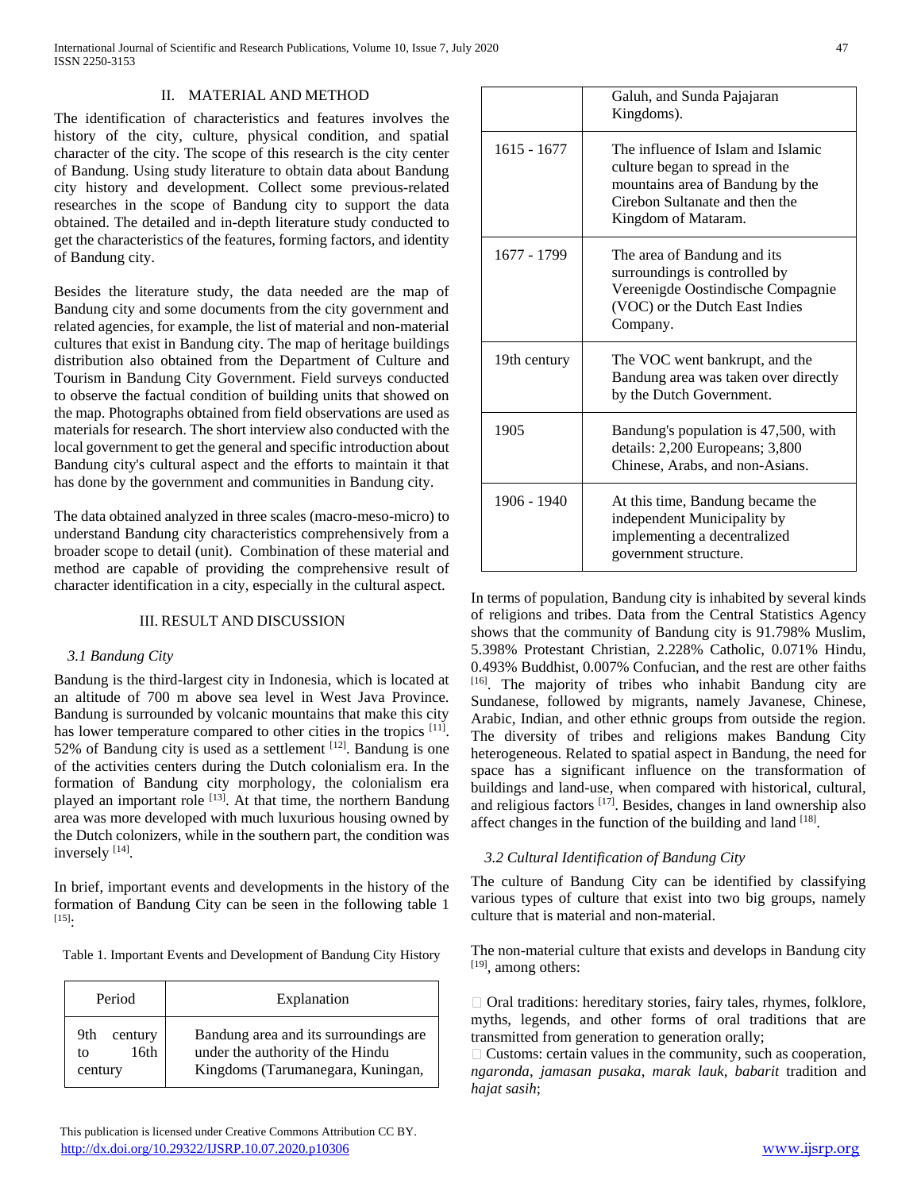## II. MATERIAL AND METHOD

The identification of characteristics and features involves the history of the city, culture, physical condition, and spatial character of the city. The scope of this research is the city center of Bandung. Using study literature to obtain data about Bandung city history and development. Collect some previous-related researches in the scope of Bandung city to support the data obtained. The detailed and in-depth literature study conducted to get the characteristics of the features, forming factors, and identity of Bandung city.

Besides the literature study, the data needed are the map of Bandung city and some documents from the city government and related agencies, for example, the list of material and non-material cultures that exist in Bandung city. The map of heritage buildings distribution also obtained from the Department of Culture and Tourism in Bandung City Government. Field surveys conducted to observe the factual condition of building units that showed on the map. Photographs obtained from field observations are used as materials for research. The short interview also conducted with the local government to get the general and specific introduction about Bandung city's cultural aspect and the efforts to maintain it that has done by the government and communities in Bandung city.

The data obtained analyzed in three scales (macro-meso-micro) to understand Bandung city characteristics comprehensively from a broader scope to detail (unit). Combination of these material and method are capable of providing the comprehensive result of character identification in a city, especially in the cultural aspect.

## III. RESULT AND DISCUSSION

### *3.1 Bandung City*

Bandung is the third-largest city in Indonesia, which is located at an altitude of 700 m above sea level in West Java Province. Bandung is surrounded by volcanic mountains that make this city has lower temperature compared to other cities in the tropics [11]. 52% of Bandung city is used as a settlement [12]. Bandung is one of the activities centers during the Dutch colonialism era. In the formation of Bandung city morphology, the colonialism era played an important role [13]. At that time, the northern Bandung area was more developed with much luxurious housing owned by the Dutch colonizers, while in the southern part, the condition was inversely [14].

In brief, important events and developments in the history of the formation of Bandung City can be seen in the following table 1 [15]:

Table 1. Important Events and Development of Bandung City History

| Period | Explanation |
|---|---|
| 9th century to 16th century | Bandung area and its surroundings are under the authority of the Hindu Kingdoms (Tarumanegara, Kuningan, Galuh, and Sunda Pajajaran Kingdoms). |
| 1615 - 1677 | The influence of Islam and Islamic culture began to spread in the mountains area of Bandung by the Cirebon Sultanate and then the Kingdom of Mataram. |
| 1677 - 1799 | The area of Bandung and its surroundings is controlled by Vereenigde Oostindische Compagnie (VOC) or the Dutch East Indies Company. |
| 19th century | The VOC went bankrupt, and the Bandung area was taken over directly by the Dutch Government. |
| 1905 | Bandung's population is 47,500, with details: 2,200 Europeans; 3,800 Chinese, Arabs, and non-Asians. |
| 1906 - 1940 | At this time, Bandung became the independent Municipality by implementing a decentralized government structure. |

In terms of population, Bandung city is inhabited by several kinds of religions and tribes. Data from the Central Statistics Agency shows that the community of Bandung city is 91.798% Muslim, 5.398% Protestant Christian, 2.228% Catholic, 0.071% Hindu, 0.493% Buddhist, 0.007% Confucian, and the rest are other faiths [16]. The majority of tribes who inhabit Bandung city are Sundanese, followed by migrants, namely Javanese, Chinese, Arabic, Indian, and other ethnic groups from outside the region. The diversity of tribes and religions makes Bandung City heterogeneous. Related to spatial aspect in Bandung, the need for space has a significant influence on the transformation of buildings and land-use, when compared with historical, cultural, and religious factors [17]. Besides, changes in land ownership also affect changes in the function of the building and land [18].

### *3.2 Cultural Identification of Bandung City*

The culture of Bandung City can be identified by classifying various types of culture that exist into two big groups, namely culture that is material and non-material.

The non-material culture that exists and develops in Bandung city [19], among others:

- Oral traditions: hereditary stories, fairy tales, rhymes, folklore, myths, legends, and other forms of oral traditions that are transmitted from generation to generation orally;
- Customs: certain values in the community, such as cooperation, *ngaronda*, *jamasan pusaka*, *marak lauk*, *babarit* tradition and *hajat sasih*;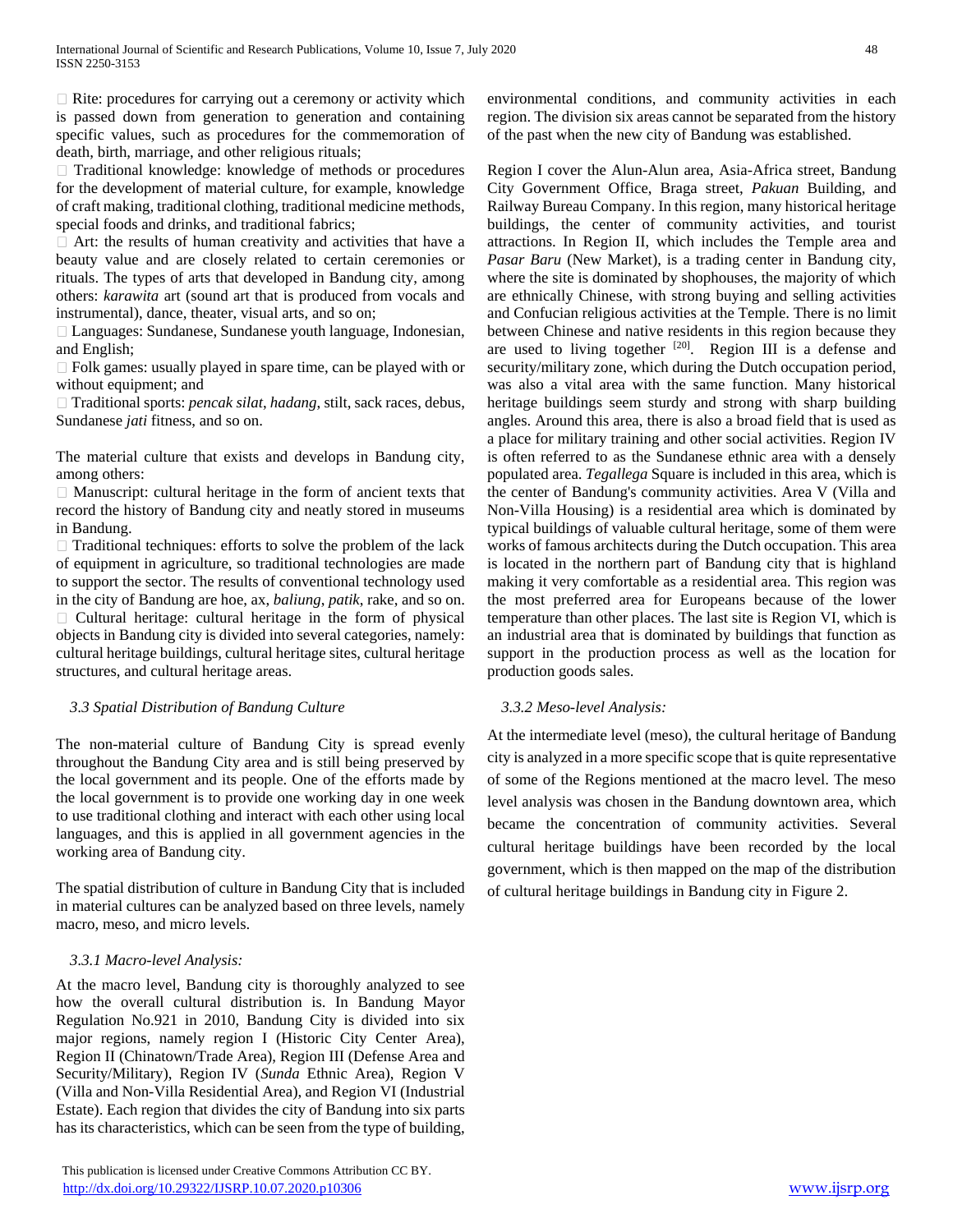- Rite: procedures for carrying out a ceremony or activity which is passed down from generation to generation and containing specific values, such as procedures for the commemoration of death, birth, marriage, and other religious rituals;
- Traditional knowledge: knowledge of methods or procedures for the development of material culture, for example, knowledge of craft making, traditional clothing, traditional medicine methods, special foods and drinks, and traditional fabrics;
- Art: the results of human creativity and activities that have a beauty value and are closely related to certain ceremonies or rituals. The types of arts that developed in Bandung city, among others: *karawita* art (sound art that is produced from vocals and instrumental), dance, theater, visual arts, and so on;
- Languages: Sundanese, Sundanese youth language, Indonesian, and English;
- Folk games: usually played in spare time, can be played with or without equipment; and
- Traditional sports: *pencak silat*, *hadang*, stilt, sack races, debus, Sundanese *jati* fitness, and so on.

The material culture that exists and develops in Bandung city, among others:

- Manuscript: cultural heritage in the form of ancient texts that record the history of Bandung city and neatly stored in museums in Bandung.
- Traditional techniques: efforts to solve the problem of the lack of equipment in agriculture, so traditional technologies are made to support the sector. The results of conventional technology used in the city of Bandung are hoe, ax, *baliung*, *patik*, rake, and so on.
- Cultural heritage: cultural heritage in the form of physical objects in Bandung city is divided into several categories, namely: cultural heritage buildings, cultural heritage sites, cultural heritage structures, and cultural heritage areas.

### *3.3 Spatial Distribution of Bandung Culture*

The non-material culture of Bandung City is spread evenly throughout the Bandung City area and is still being preserved by the local government and its people. One of the efforts made by the local government is to provide one working day in one week to use traditional clothing and interact with each other using local languages, and this is applied in all government agencies in the working area of Bandung city.

The spatial distribution of culture in Bandung City that is included in material cultures can be analyzed based on three levels, namely macro, meso, and micro levels.

#### *3.3.1 Macro-level Analysis:*

At the macro level, Bandung city is thoroughly analyzed to see how the overall cultural distribution is. In Bandung Mayor Regulation No.921 in 2010, Bandung City is divided into six major regions, namely region I (Historic City Center Area), Region II (Chinatown/Trade Area), Region III (Defense Area and Security/Military), Region IV (*Sunda* Ethnic Area), Region V (Villa and Non-Villa Residential Area), and Region VI (Industrial Estate). Each region that divides the city of Bandung into six parts has its characteristics, which can be seen from the type of building, environmental conditions, and community activities in each region. The division six areas cannot be separated from the history of the past when the new city of Bandung was established.

Region I cover the Alun-Alun area, Asia-Africa street, Bandung City Government Office, Braga street, *Pakuan* Building, and Railway Bureau Company. In this region, many historical heritage buildings, the center of community activities, and tourist attractions. In Region II, which includes the Temple area and *Pasar Baru* (New Market), is a trading center in Bandung city, where the site is dominated by shophouses, the majority of which are ethnically Chinese, with strong buying and selling activities and Confucian religious activities at the Temple. There is no limit between Chinese and native residents in this region because they are used to living together [20]. Region III is a defense and security/military zone, which during the Dutch occupation period, was also a vital area with the same function. Many historical heritage buildings seem sturdy and strong with sharp building angles. Around this area, there is also a broad field that is used as a place for military training and other social activities. Region IV is often referred to as the Sundanese ethnic area with a densely populated area. *Tegallega* Square is included in this area, which is the center of Bandung's community activities. Area V (Villa and Non-Villa Housing) is a residential area which is dominated by typical buildings of valuable cultural heritage, some of them were works of famous architects during the Dutch occupation. This area is located in the northern part of Bandung city that is highland making it very comfortable as a residential area. This region was the most preferred area for Europeans because of the lower temperature than other places. The last site is Region VI, which is an industrial area that is dominated by buildings that function as support in the production process as well as the location for production goods sales.

#### *3.3.2 Meso-level Analysis:*

At the intermediate level (meso), the cultural heritage of Bandung city is analyzed in a more specific scope that is quite representative of some of the Regions mentioned at the macro level. The meso level analysis was chosen in the Bandung downtown area, which became the concentration of community activities. Several cultural heritage buildings have been recorded by the local government, which is then mapped on the map of the distribution of cultural heritage buildings in Bandung city in Figure 2.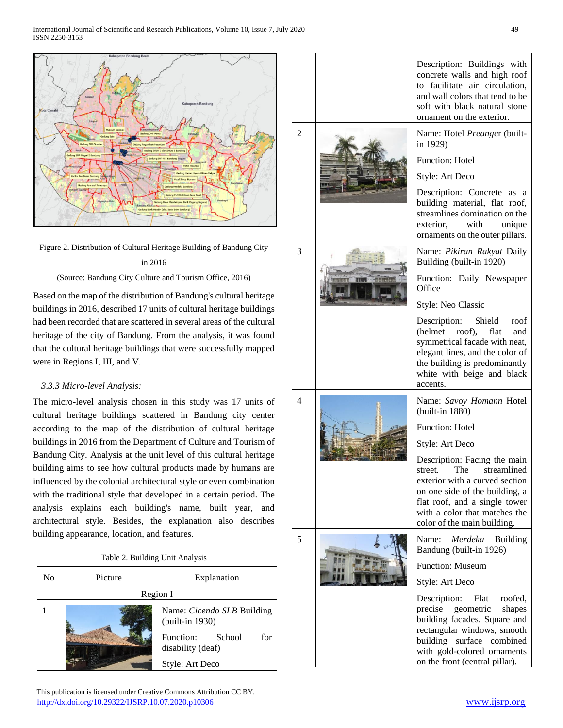Figure 2. Distribution of Cultural Heritage Building of Bandung City in 2016

(Source: Bandung City Culture and Tourism Office, 2016)

Based on the map of the distribution of Bandung's cultural heritage buildings in 2016, described 17 units of cultural heritage buildings had been recorded that are scattered in several areas of the cultural heritage of the city of Bandung. From the analysis, it was found that the cultural heritage buildings that were successfully mapped were in Regions I, III, and V.

### *3.3.3 Micro-level Analysis:*

The micro-level analysis chosen in this study was 17 units of cultural heritage buildings scattered in Bandung city center according to the map of the distribution of cultural heritage buildings in 2016 from the Department of Culture and Tourism of Bandung City. Analysis at the unit level of this cultural heritage building aims to see how cultural products made by humans are influenced by the colonial architectural style or even combination with the traditional style that developed in a certain period. The analysis explains each building's name, built year, and architectural style. Besides, the explanation also describes building appearance, location, and features.

Table 2. Building Unit Analysis

| No | Picture | Explanation |
|---|---|---|
| Region I | | |
| 1 | | Name: *Cicendo SLB* Building (built-in 1930)<br><br>Function: School for disability (deaf)<br><br>Style: Art Deco<br><br>Description: Buildings with concrete walls and high roof to facilitate air circulation, and wall colors that tend to be soft with black natural stone ornament on the exterior. |
| 2 | | Name: Hotel *Preange*r (built-in 1929)<br><br>Function: Hotel<br><br>Style: Art Deco<br><br>Description: Concrete as a building material, flat roof, streamlines domination on the exterior, with unique ornaments on the outer pillars. |
| 3 | | Name: *Pikiran Rakyat* Daily Building (built-in 1920)<br><br>Function: Daily Newspaper Office<br><br>Style: Neo Classic<br><br>Description: Shield roof (helmet roof), flat and symmetrical facade with neat, elegant lines, and the color of the building is predominantly white with beige and black accents. |
| 4 | | Name: *Savoy Homann* Hotel (built-in 1880)<br><br>Function: Hotel<br><br>Style: Art Deco<br><br>Description: Facing the main street. The streamlined exterior with a curved section on one side of the building, a flat roof, and a single tower with a color that matches the color of the main building. |
| 5 | | Name: *Merdeka* Building Bandung (built-in 1926)<br><br>Function: Museum<br><br>Style: Art Deco<br><br>Description: Flat roofed, precise geometric shapes building facades. Square and rectangular windows, smooth building surface combined with gold-colored ornaments on the front (central pillar). |

This publication is licensed under Creative Commons Attribution CC BY.
http://dx.doi.org/10.29322/IJSRP.10.07.2020.p10306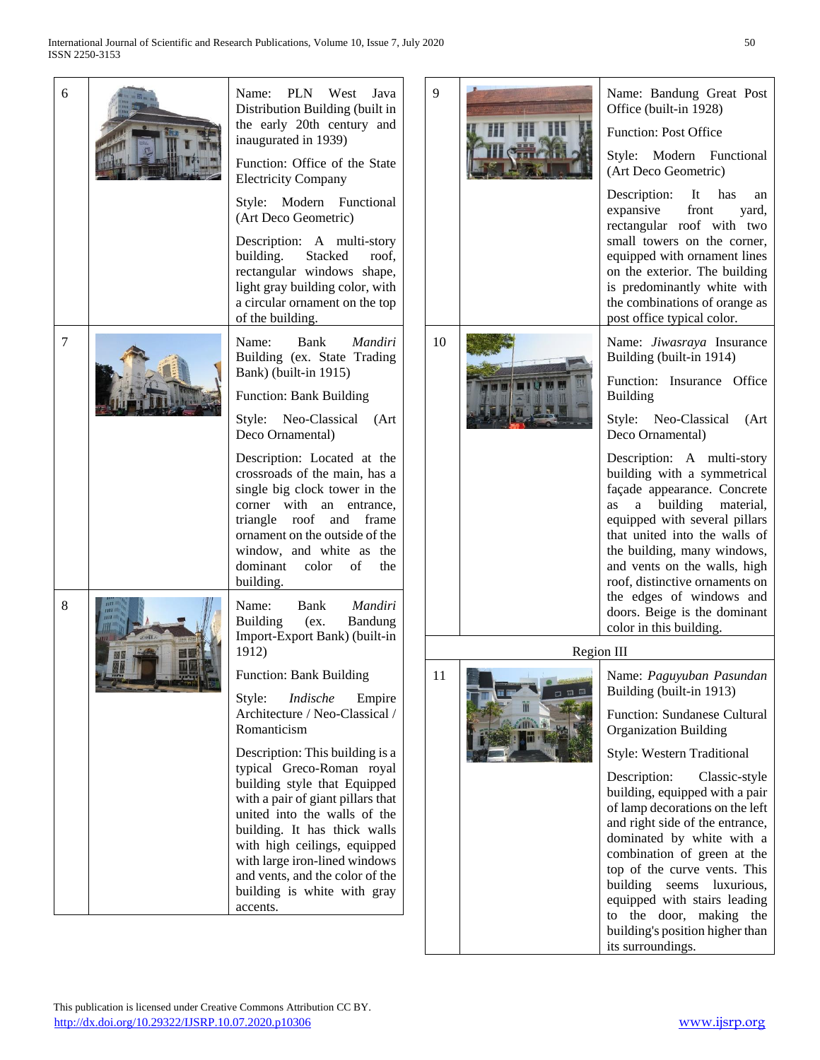| No | Image | Description |
|---|---|---|
| 6 | | Name: PLN West Java Distribution Building (built in the early 20th century and inaugurated in 1939)<br><br>Function: Office of the State Electricity Company<br><br>Style: Modern Functional (Art Deco Geometric)<br><br>Description: A multi-story building. Stacked roof, rectangular windows shape, light gray building color, with a circular ornament on the top of the building. |
| 7 | | Name: Bank *Mandiri* Building (ex. State Trading Bank) (built-in 1915)<br><br>Function: Bank Building<br><br>Style: Neo-Classical (Art Deco Ornamental)<br><br>Description: Located at the crossroads of the main, has a single big clock tower in the corner with an entrance, triangle roof and frame ornament on the outside of the window, and white as the dominant color of the building. |
| 8 | | Name: Bank *Mandiri* Building (ex. Bandung Import-Export Bank) (built-in 1912)<br><br>Function: Bank Building<br><br>Style: *Indische* Empire Architecture / Neo-Classical / Romanticism<br><br>Description: This building is a typical Greco-Roman royal building style that Equipped with a pair of giant pillars that united into the walls of the building. It has thick walls with high ceilings, equipped with large iron-lined windows and vents, and the color of the building is white with gray accents. |
| 9 | | Name: Bandung Great Post Office (built-in 1928)<br><br>Function: Post Office<br><br>Style: Modern Functional (Art Deco Geometric)<br><br>Description: It has an expansive front yard, rectangular roof with two small towers on the corner, equipped with ornament lines on the exterior. The building is predominantly white with the combinations of orange as post office typical color. |
| 10 | | Name: *Jiwasraya* Insurance Building (built-in 1914)<br><br>Function: Insurance Office Building<br><br>Style: Neo-Classical (Art Deco Ornamental)<br><br>Description: A multi-story building with a symmetrical façade appearance. Concrete as a building material, equipped with several pillars that united into the walls of the building, many windows, and vents on the walls, high roof, distinctive ornaments on the edges of windows and doors. Beige is the dominant color in this building. |
| | | **Region III** |
| 11 | | Name: *Paguyuban Pasundan* Building (built-in 1913)<br><br>Function: Sundanese Cultural Organization Building<br><br>Style: Western Traditional<br><br>Description: Classic-style building, equipped with a pair of lamp decorations on the left and right side of the entrance, dominated by white with a combination of green at the top of the curve vents. This building seems luxurious, equipped with stairs leading to the door, making the building's position higher than its surroundings. |

This publication is licensed under Creative Commons Attribution CC BY.
http://dx.doi.org/10.29322/IJSRP.10.07.2020.p10306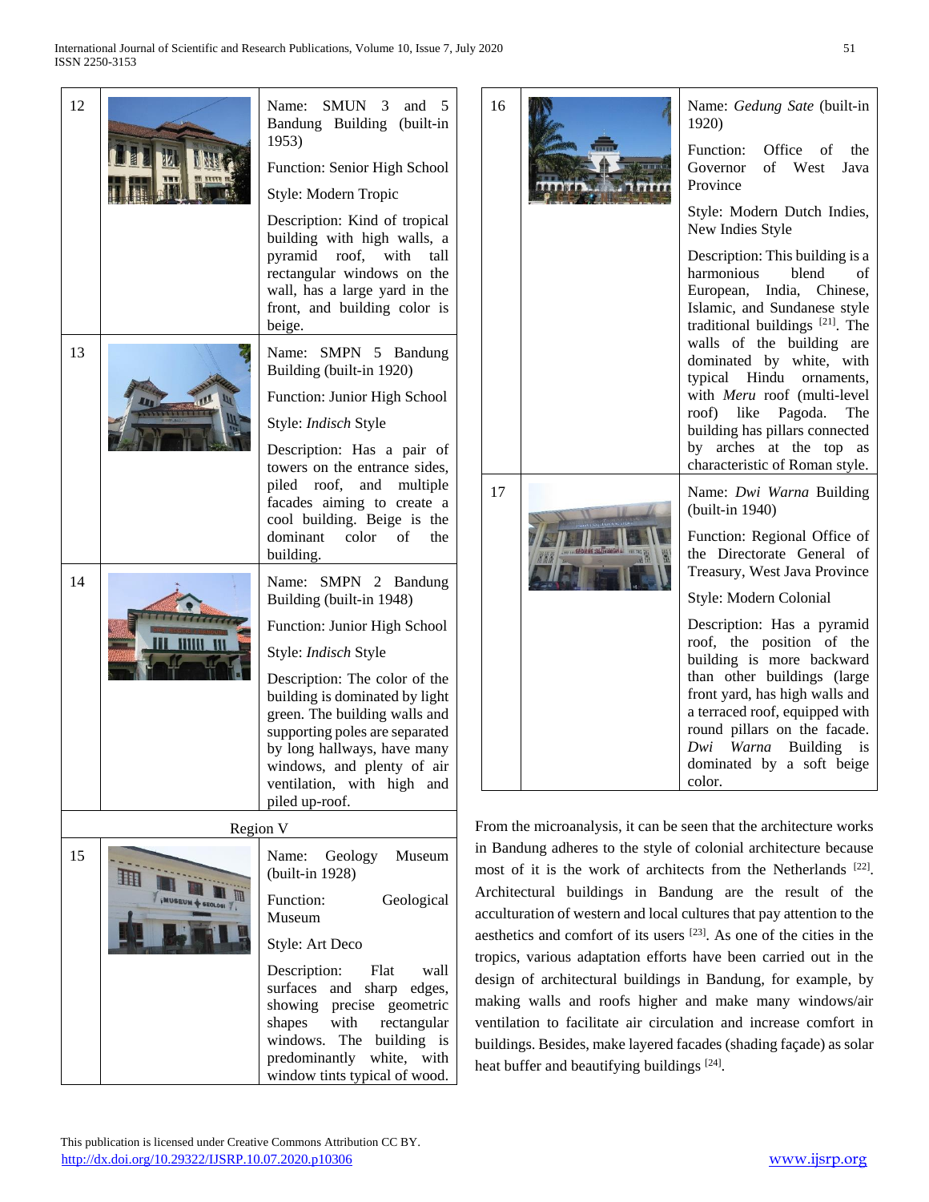| No | Image | Description |
|---|---|---|
| 12 | | Name: SMUN 3 and 5 Bandung Building (built-in 1953)<br><br>Function: Senior High School<br><br>Style: Modern Tropic<br><br>Description: Kind of tropical building with high walls, a pyramid roof, with tall rectangular windows on the wall, has a large yard in the front, and building color is beige. |
| 13 | | Name: SMPN 5 Bandung Building (built-in 1920)<br><br>Function: Junior High School<br><br>Style: *Indisch* Style<br><br>Description: Has a pair of towers on the entrance sides, piled roof, and multiple facades aiming to create a cool building. Beige is the dominant color of the building. |
| 14 | | Name: SMPN 2 Bandung Building (built-in 1948)<br><br>Function: Junior High School<br><br>Style: *Indisch* Style<br><br>Description: The color of the building is dominated by light green. The building walls and supporting poles are separated by long hallways, have many windows, and plenty of air ventilation, with high and piled up-roof. |
| Region V | | |
| 15 | | Name: Geology Museum (built-in 1928)<br><br>Function: Geological Museum<br><br>Style: Art Deco<br><br>Description: Flat wall surfaces and sharp edges, showing precise geometric shapes with rectangular windows. The building is predominantly white, with window tints typical of wood. |
| 16 | | Name: *Gedung Sate* (built-in 1920)<br><br>Function: Office of the Governor of West Java Province<br><br>Style: Modern Dutch Indies, New Indies Style<br><br>Description: This building is a harmonious blend of European, India, Chinese, Islamic, and Sundanese style traditional buildings [21]. The walls of the building are dominated by white, with typical Hindu ornaments, with *Meru* roof (multi-level roof) like Pagoda. The building has pillars connected by arches at the top as characteristic of Roman style. |
| 17 | | Name: *Dwi Warna* Building (built-in 1940)<br><br>Function: Regional Office of the Directorate General of Treasury, West Java Province<br><br>Style: Modern Colonial<br><br>Description: Has a pyramid roof, the position of the building is more backward than the other buildings (large front yard, has high walls and a terraced roof, equipped with round pillars on the facade. *Dwi Warna* Building is dominated by a soft beige color. |

From the microanalysis, it can be seen that the architecture works in Bandung adheres to the style of colonial architecture because most of it is the work of architects from the Netherlands [22]. Architectural buildings in Bandung are the result of the acculturation of western and local cultures that pay attention to the aesthetics and comfort of its users [23]. As one of the cities in the tropics, various adaptation efforts have been carried out in the design of architectural buildings in Bandung, for example, by making walls and roofs higher and make many windows/air ventilation to facilitate air circulation and increase comfort in buildings. Besides, make layered facades (shading façade) as solar heat buffer and beautifying buildings [24].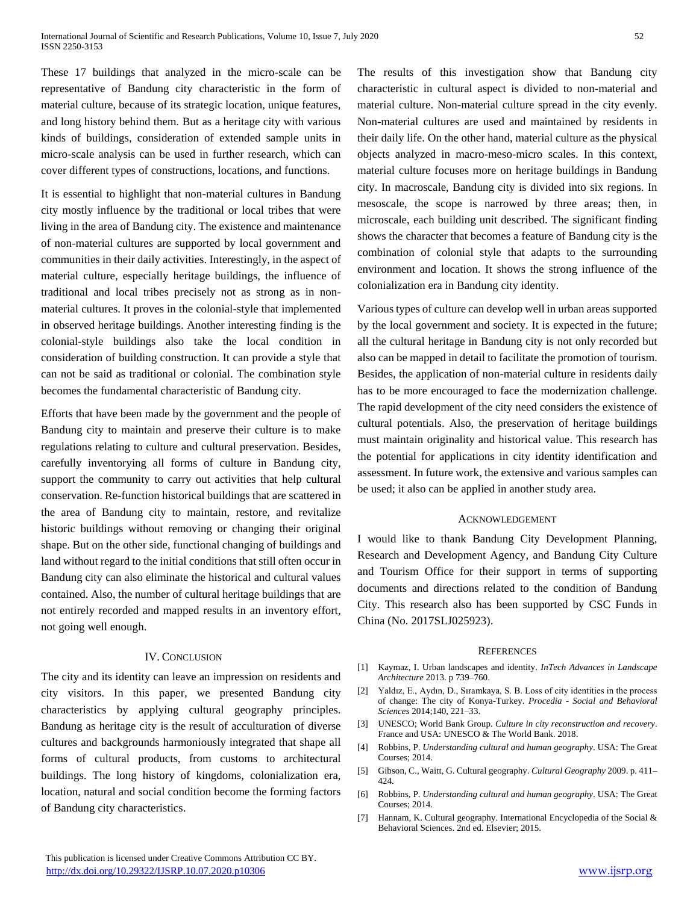These 17 buildings that analyzed in the micro-scale can be representative of Bandung city characteristic in the form of material culture, because of its strategic location, unique features, and long history behind them. But as a heritage city with various kinds of buildings, consideration of extended sample units in micro-scale analysis can be used in further research, which can cover different types of constructions, locations, and functions.

It is essential to highlight that non-material cultures in Bandung city mostly influence by the traditional or local tribes that were living in the area of Bandung city. The existence and maintenance of non-material cultures are supported by local government and communities in their daily activities. Interestingly, in the aspect of material culture, especially heritage buildings, the influence of traditional and local tribes precisely not as strong as in non-material cultures. It proves in the colonial-style that implemented in observed heritage buildings. Another interesting finding is the colonial-style buildings also take the local condition in consideration of building construction. It can provide a style that can not be said as traditional or colonial. The combination style becomes the fundamental characteristic of Bandung city.

Efforts that have been made by the government and the people of Bandung city to maintain and preserve their culture is to make regulations relating to culture and cultural preservation. Besides, carefully inventorying all forms of culture in Bandung city, support the community to carry out activities that help cultural conservation. Re-function historical buildings that are scattered in the area of Bandung city to maintain, restore, and revitalize historic buildings without removing or changing their original shape. But on the other side, functional changing of buildings and land without regard to the initial conditions that still often occur in Bandung city can also eliminate the historical and cultural values contained. Also, the number of cultural heritage buildings that are not entirely recorded and mapped results in an inventory effort, not going well enough.

## IV. Conclusion

The city and its identity can leave an impression on residents and city visitors. In this paper, we presented Bandung city characteristics by applying cultural geography principles. Bandung as heritage city is the result of acculturation of diverse cultures and backgrounds harmoniously integrated that shape all forms of cultural products, from customs to architectural buildings. The long history of kingdoms, colonialization era, location, natural and social condition become the forming factors of Bandung city characteristics.

The results of this investigation show that Bandung city characteristic in cultural aspect is divided to non-material and material culture. Non-material culture spread in the city evenly. Non-material cultures are used and maintained by residents in their daily life. On the other hand, material culture as the physical objects analyzed in macro-meso-micro scales. In this context, material culture focuses more on heritage buildings in Bandung city. In macroscale, Bandung city is divided into six regions. In mesoscale, the scope is narrowed by three areas; then, in microscale, each building unit described. The significant finding shows the character that becomes a feature of Bandung city is the combination of colonial style that adapts to the surrounding environment and location. It shows the strong influence of the colonialization era in Bandung city identity.

Various types of culture can develop well in urban areas supported by the local government and society. It is expected in the future; all the cultural heritage in Bandung city is not only recorded but also can be mapped in detail to facilitate the promotion of tourism. Besides, the application of non-material culture in residents daily has to be more encouraged to face the modernization challenge. The rapid development of the city need considers the existence of cultural potentials. Also, the preservation of heritage buildings must maintain originality and historical value. This research has the potential for applications in city identity identification and assessment. In future work, the extensive and various samples can be used; it also can be applied in another study area.

## Acknowledgement

I would like to thank Bandung City Development Planning, Research and Development Agency, and Bandung City Culture and Tourism Office for their support in terms of supporting documents and directions related to the condition of Bandung City. This research also has been supported by CSC Funds in China (No. 2017SLJ025923).

## References

[1] Kaymaz, I. Urban landscapes and identity. *InTech Advances in Landscape Architecture* 2013. p 739–760.

[2] Yaldız, E., Aydın, D., Sıramkaya, S. B. Loss of city identities in the process of change: The city of Konya-Turkey. *Procedia - Social and Behavioral Sciences* 2014;140, 221–33.

[3] UNESCO; World Bank Group. *Culture in city reconstruction and recovery*. France and USA: UNESCO & The World Bank. 2018.

[4] Robbins, P. *Understanding cultural and human geography*. USA: The Great Courses; 2014.

[5] Gibson, C., Waitt, G. Cultural geography. *Cultural Geography* 2009. p. 411–424.

[6] Robbins, P. *Understanding cultural and human geography*. USA: The Great Courses; 2014.

[7] Hannam, K. Cultural geography. International Encyclopedia of the Social & Behavioral Sciences. 2nd ed. Elsevier; 2015.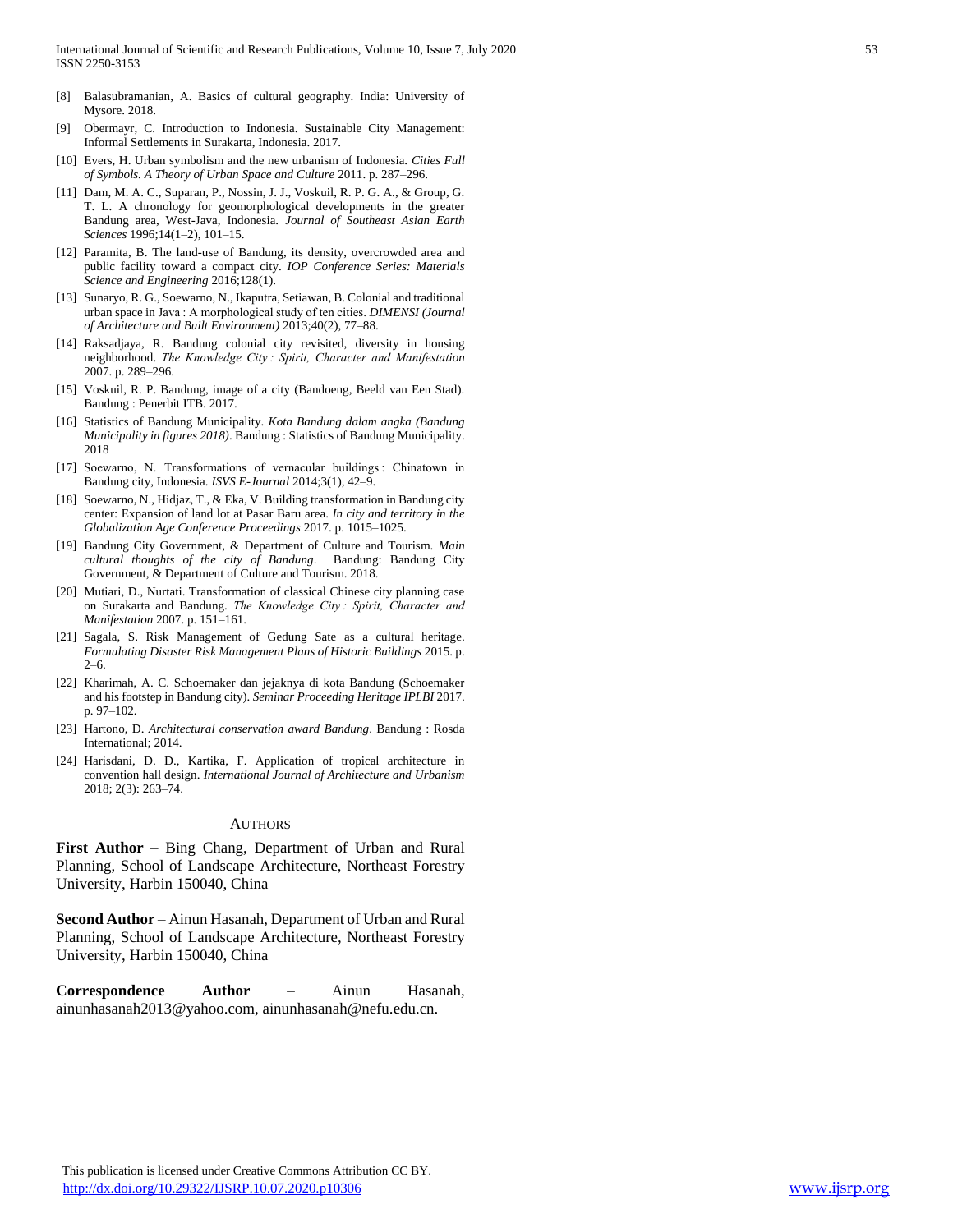[8] Balasubramanian, A. Basics of cultural geography. India: University of Mysore. 2018.

[9] Obermayr, C. Introduction to Indonesia. Sustainable City Management: Informal Settlements in Surakarta, Indonesia. 2017.

[10] Evers, H. Urban symbolism and the new urbanism of Indonesia. *Cities Full of Symbols. A Theory of Urban Space and Culture* 2011. p. 287–296.

[11] Dam, M. A. C., Suparan, P., Nossin, J. J., Voskuil, R. P. G. A., & Group, G. T. L. A chronology for geomorphological developments in the greater Bandung area, West-Java, Indonesia. *Journal of Southeast Asian Earth Sciences* 1996;14(1–2), 101–15.

[12] Paramita, B. The land-use of Bandung, its density, overcrowded area and public facility toward a compact city. *IOP Conference Series: Materials Science and Engineering* 2016;128(1).

[13] Sunaryo, R. G., Soewarno, N., Ikaputra, Setiawan, B. Colonial and traditional urban space in Java : A morphological study of ten cities. *DIMENSI (Journal of Architecture and Built Environment)* 2013;40(2), 77–88.

[14] Raksadjaya, R. Bandung colonial city revisited, diversity in housing neighborhood. *The Knowledge City : Spirit, Character and Manifestation* 2007. p. 289–296.

[15] Voskuil, R. P. Bandung, image of a city (Bandoeng, Beeld van Een Stad). Bandung : Penerbit ITB. 2017.

[16] Statistics of Bandung Municipality. *Kota Bandung dalam angka (Bandung Municipality in figures 2018)*. Bandung : Statistics of Bandung Municipality. 2018

[17] Soewarno, N. Transformations of vernacular buildings : Chinatown in Bandung city, Indonesia. *ISVS E-Journal* 2014;3(1), 42–9.

[18] Soewarno, N., Hidjaz, T., & Eka, V. Building transformation in Bandung city center: Expansion of land lot at Pasar Baru area. *In city and territory in the Globalization Age Conference Proceedings* 2017. p. 1015–1025.

[19] Bandung City Government, & Department of Culture and Tourism. *Main cultural thoughts of the city of Bandung*. Bandung: Bandung City Government, & Department of Culture and Tourism. 2018.

[20] Mutiari, D., Nurtati. Transformation of classical Chinese city planning case on Surakarta and Bandung. *The Knowledge City : Spirit, Character and Manifestation* 2007. p. 151–161.

[21] Sagala, S. Risk Management of Gedung Sate as a cultural heritage. *Formulating Disaster Risk Management Plans of Historic Buildings* 2015. p. 2–6.

[22] Kharimah, A. C. Schoemaker dan jejaknya di kota Bandung (Schoemaker and his footstep in Bandung city). *Seminar Proceeding Heritage IPLBI* 2017. p. 97–102.

[23] Hartono, D. *Architectural conservation award Bandung*. Bandung : Rosda International; 2014.

[24] Harisdani, D. D., Kartika, F. Application of tropical architecture in convention hall design. *International Journal of Architecture and Urbanism* 2018; 2(3): 263–74.

## AUTHORS

**First Author** – Bing Chang, Department of Urban and Rural Planning, School of Landscape Architecture, Northeast Forestry University, Harbin 150040, China

**Second Author** – Ainun Hasanah, Department of Urban and Rural Planning, School of Landscape Architecture, Northeast Forestry University, Harbin 150040, China

**Correspondence Author** – Ainun Hasanah, ainunhasanah2013@yahoo.com, ainunhasanah@nefu.edu.cn.